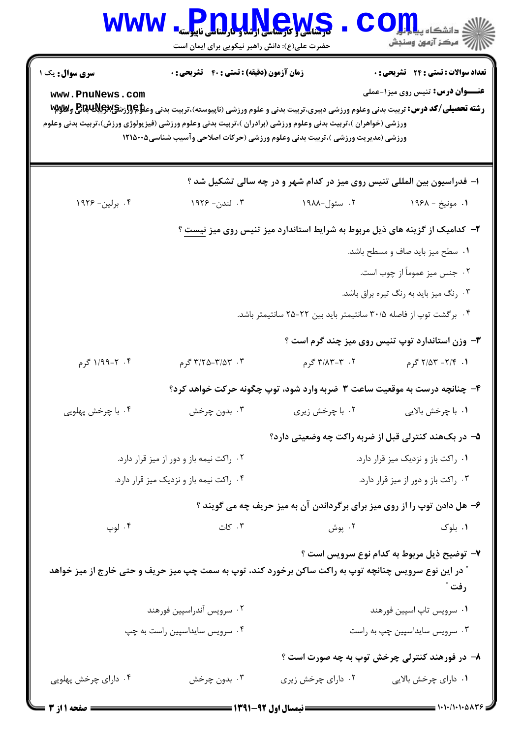**سری سوال:** یک ۱
**زمان آزمون (دقیقه) : تستی : ۴۰ تشریحی : ۰**
**تعداد سوالات : تستی : ۲۴ تشریحی : ۰**

**عنـــوان درس:** تنیس روی میز۱-عملی

**رشته تحصیلی/کد درس:** تربیت بدنی وعلوم ورزشی دبیری،تربیت بدنی و علوم ورزشی (ناپیوسته)،تربیت بدنی وعلوم ورزشی (برادران)،تربیت بدنی وعلوم ورزشی (خواهران )،تربیت بدنی وعلوم ورزشی (برادران )،تربیت بدنی وعلوم ورزشی (فیزیولوژی ورزش)،تربیت بدنی وعلوم ورزشی (مدیریت ورزشی )،تربیت بدنی وعلوم ورزشی (حرکات اصلاحی وآسیب شناسی)۱۲۱۵۰۰۵

۱- فدراسیون بین المللی تنیس روی میز در کدام شهر و در چه سالی تشکیل شد ؟

۱. مونیخ - ۱۹۶۸
۲. سئول-۱۹۸۸
۳. لندن- ۱۹۲۶
۴. برلین- ۱۹۲۶

۲- کدامیک از گزینه های ذیل مربوط به شرایط استاندارد میز تنیس روی میز نیست ؟

۱. سطح میز باید صاف و مسطح باشد.
۲. جنس میز عموماً از چوب است.
۳. رنگ میز باید به رنگ تیره براق باشد.
۴. برگشت توپ از فاصله ۳۰/۵ سانتیمتر باید بین ۲۲-۲۵ سانتیمتر باشد.

۳- وزن استاندارد توپ تنیس روی میز چند گرم است ؟

۱. ۲/۴- ۲/۵۳ گرم
۲. ۳-۳/۸۳ گرم
۳. ۳/۲۵-۳/۵۳ گرم
۴. ۲-۱/۹۹ گرم

۴- چنانچه درست به موقعیت ساعت ۳ ضربه وارد شود، توپ چگونه حرکت خواهد کرد؟

۱. با چرخش بالایی
۲. با چرخش زیری
۳. بدون چرخش
۴. با چرخش پهلویی

۵- در بک‌هند کنترلی قبل از ضربه راکت چه وضعیتی دارد؟

۱. راکت باز و نزدیک میز قرار دارد.
۲. راکت نیمه باز و دور از میز قرار دارد.
۳. راکت باز و دور از میز قرار دارد.
۴. راکت نیمه باز و نزدیک میز قرار دارد.

۶- هل دادن توپ را از روی میز برای برگرداندن آن به میز حریف چه می گویند ؟

۱. بلوک
۲. پوش
۳. کات
۴. لوپ

۷- توضیح ذیل مربوط به کدام نوع سرویس است ؟
" در این نوع سرویس چنانچه توپ به راکت ساکن برخورد کند، توپ به سمت چپ میز حریف و حتی خارج از میز خواهد رفت "

۱. سرویس تاپ اسپین فورهند
۲. سرویس آندراسپین فورهند
۳. سرویس سایداسپین چپ به راست
۴. سرویس سایداسپین راست به چپ

۸- در فورهند کنترلی چرخش توپ به چه صورت است ؟

۱. دارای چرخش بالایی
۲. دارای چرخش زیری
۳. بدون چرخش
۴. دارای چرخش پهلویی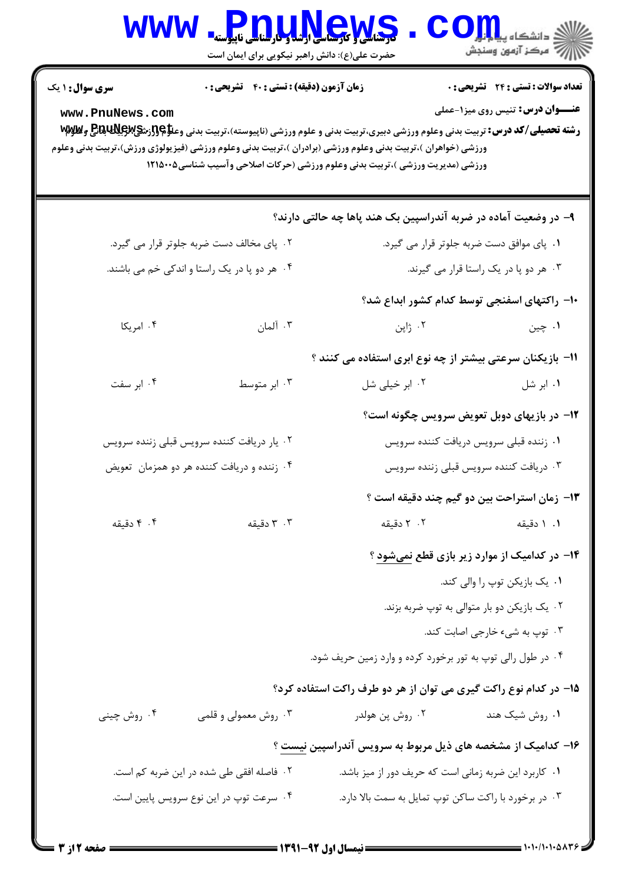**سری سوال:** ۱ یک

**زمان آزمون (دقیقه) : تستی : ۴۰ تشریحی : ۰**

**تعداد سوالات : تستی : ۲۴ تشریحی : ۰**

**عنـــوان درس:** تنیس روی میز۱-عملی

**رشته تحصیلی/کد درس:** تربیت بدنی وعلوم ورزشی دبیری،تربیت بدنی و علوم ورزشی (ناپیوسته)،تربیت بدنی وعلوم ورزشی (خواهران )،تربیت بدنی وعلوم ورزشی (برادران )،تربیت بدنی وعلوم ورزشی (فیزیولوژی ورزش)،تربیت بدنی وعلوم ورزشی (مدیریت ورزشی )،تربیت بدنی وعلوم ورزشی (حرکات اصلاحی وآسیب شناسی۱۲۱۵۰۰۵

۹- در وضعیت آماده در ضربه آندراسپین بک هند پاها چه حالتی دارند؟

۱. پای موافق دست ضربه جلوتر قرار می گیرد.
۲. پای مخالف دست ضربه جلوتر قرار می گیرد.
۳. هر دو پا در یک راستا قرار می گیرند.
۴. هر دو پا در یک راستا و اندکی خم می باشند.

۱۰- راکتهای اسفنجی توسط کدام کشور ابداع شد؟

۱. چین
۲. ژاپن
۳. آلمان
۴. امریکا

۱۱- بازیکنان سرعتی بیشتر از چه نوع ابری استفاده می کنند ؟

۱. ابر شل
۲. ابر خیلی شل
۳. ابر متوسط
۴. ابر سفت

۱۲- در بازیهای دوبل تعویض سرویس چگونه است؟

۱. زننده قبلی سرویس دریافت کننده سرویس
۲. یار دریافت کننده سرویس قبلی زننده سرویس
۳. دریافت کننده سرویس قبلی زننده سرویس
۴. زننده و دریافت کننده هر دو همزمان تعویض

۱۳- زمان استراحت بین دو گیم چند دقیقه است ؟

۱. ۱ دقیقه
۲. ۲ دقیقه
۳. ۳ دقیقه
۴. ۴ دقیقه

۱۴- در کدامیک از موارد زیر بازی قطع نمی‌شود ؟

۱. یک بازیکن توپ را والی کند.
۲. یک بازیکن دو بار متوالی به توپ ضربه بزند.
۳. توپ به شیء خارجی اصابت کند.
۴. در طول رالی توپ به تور برخورد کرده و وارد زمین حریف شود.

۱۵- در کدام نوع راکت گیری می توان از هر دو طرف راکت استفاده کرد؟

۱. روش شیک هند
۲. روش پن هولدر
۳. روش معمولی و قلمی
۴. روش چینی

۱۶- کدامیک از مشخصه های ذیل مربوط به سرویس آندراسپین نیست ؟

۱. کاربرد این ضربه زمانی است که حریف دور از میز باشد.
۲. فاصله افقی طی شده در این ضربه کم است.
۳. در برخورد با راکت ساکن توپ تمایل به سمت بالا دارد.
۴. سرعت توپ در این نوع سرویس پایین است.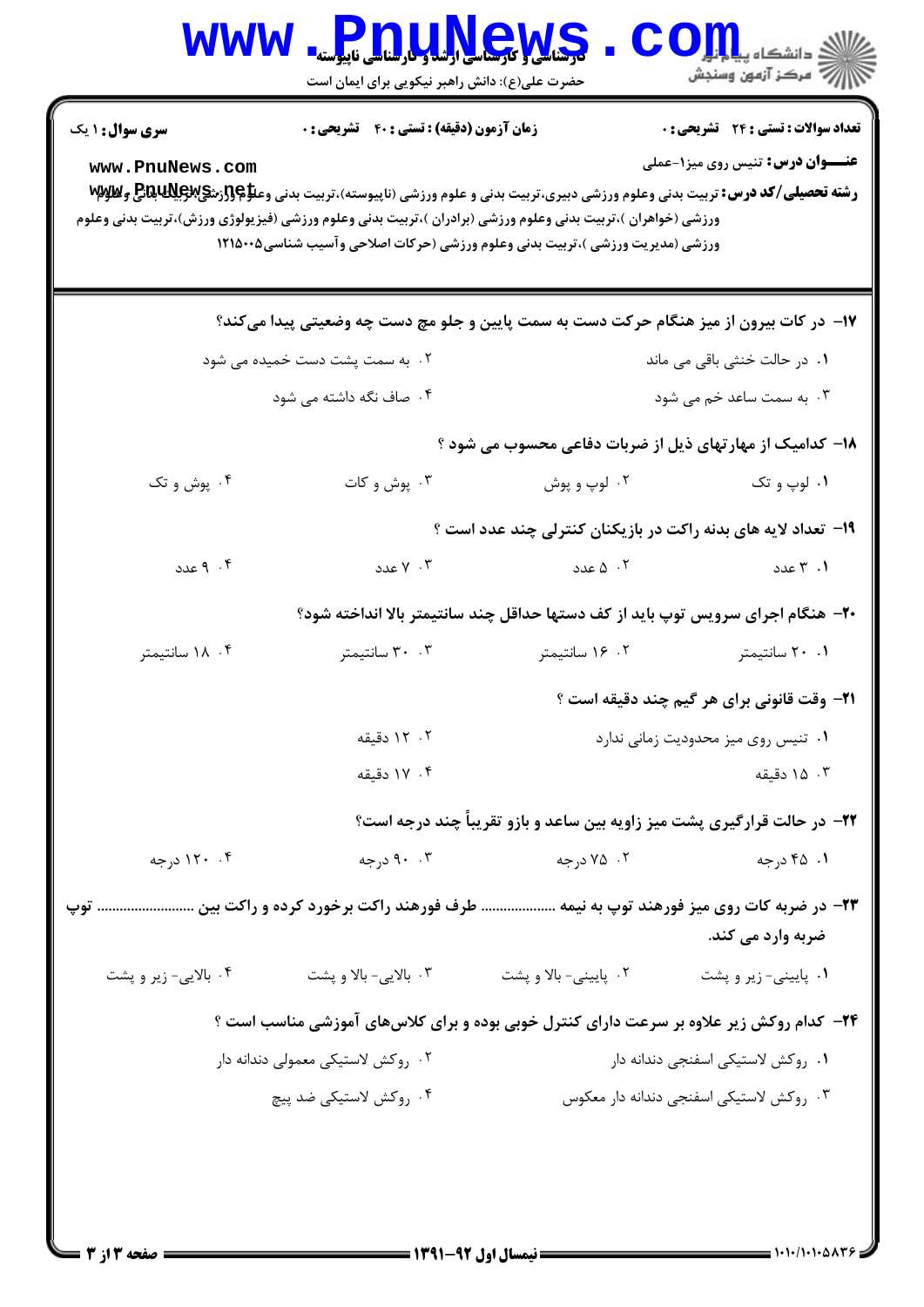**سری سوال:** ۱ یک

**زمان آزمون (دقیقه) : تستی : ۴۰ تشریحی : ۰**

**تعداد سوالات : تستی : ۲۴ تشریحی : ۰**

**عنـــوان درس:** تنیس روی میز۱-عملی

**رشته تحصیلی/کد درس:** تربیت بدنی وعلوم ورزشی دبیری،تربیت بدنی و علوم ورزشی (ناپیوسته)،تربیت بدنی وعلوم ورزشی (تربیت بدنی وعلوم ورزشی (خواهران )،تربیت بدنی وعلوم ورزشی (برادران )،تربیت بدنی وعلوم ورزشی (فیزیولوژی ورزش)،تربیت بدنی وعلوم ورزشی (مدیریت ورزشی )،تربیت بدنی وعلوم ورزشی (حرکات اصلاحی وآسیب شناسی۱۲۱۵۰۰۵

**۱۷- در کات بیرون از میز هنگام حرکت دست به سمت پایین و جلو مچ دست چه وضعیتی پیدا می‌کند؟**

۱. در حالت خنثی باقی می ماند
۲. به سمت پشت دست خمیده می شود
۳. به سمت ساعد خم می شود
۴. صاف نگه داشته می شود

**۱۸- کدامیک از مهارتهای ذیل از ضربات دفاعی محسوب می شود ؟**

۱. لوپ و تک
۲. لوپ و پوش
۳. پوش و کات
۴. پوش و تک

**۱۹- تعداد لایه های بدنه راکت در بازیکنان کنترلی چند عدد است ؟**

۱. ۳ عدد
۲. ۵ عدد
۳. ۷ عدد
۴. ۹ عدد

**۲۰- هنگام اجرای سرویس توپ باید از کف دستها حداقل چند سانتیمتر بالا انداخته شود؟**

۱. ۲۰ سانتیمتر
۲. ۱۶ سانتیمتر
۳. ۳۰ سانتیمتر
۴. ۱۸ سانتیمتر

**۲۱- وقت قانونی برای هر گیم چند دقیقه است ؟**

۱. تنیس روی میز محدودیت زمانی ندارد
۲. ۱۲ دقیقه
۳. ۱۵ دقیقه
۴. ۱۷ دقیقه

**۲۲- در حالت قرارگیری پشت میز زاویه بین ساعد و بازو تقریباً چند درجه است؟**

۱. ۴۵ درجه
۲. ۷۵ درجه
۳. ۹۰ درجه
۴. ۱۲۰ درجه

**۲۳- در ضربه کات روی میز فورهند توپ به نیمه .................. طرف فورهند راکت برخورد کرده و راکت بین ...................... توپ ضربه وارد می کند.**

۱. پایینی- زیر و پشت
۲. پایینی- بالا و پشت
۳. بالایی- بالا و پشت
۴. بالایی- زیر و پشت

**۲۴- کدام روکش زیر علاوه بر سرعت دارای کنترل خوبی بوده و برای کلاس‌های آموزشی مناسب است ؟**

۱. روکش لاستیکی اسفنجی دندانه دار
۲. روکش لاستیکی معمولی دندانه دار
۳. روکش لاستیکی اسفنجی دندانه دار معکوس
۴. روکش لاستیکی ضد پیچ